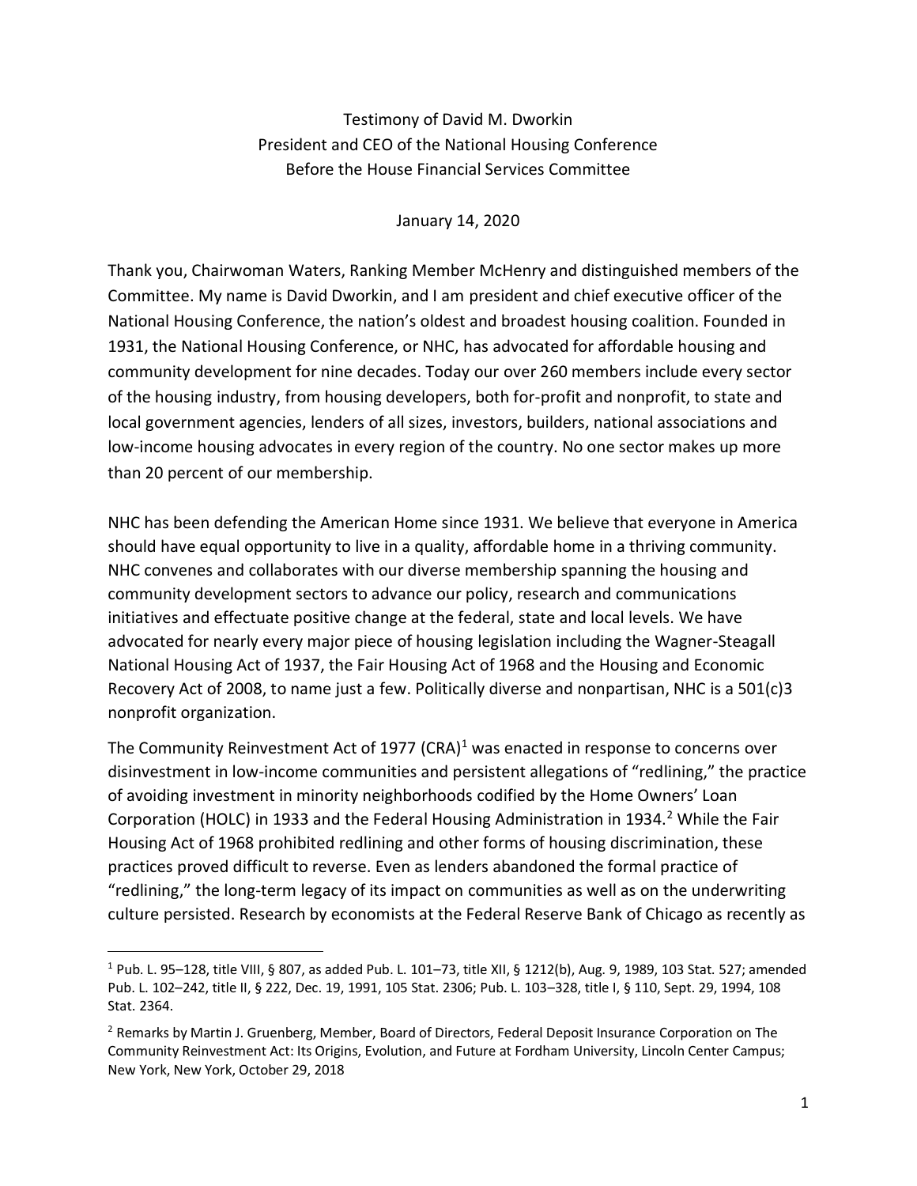Testimony of David M. Dworkin
President and CEO of the National Housing Conference
Before the House Financial Services Committee

January 14, 2020

Thank you, Chairwoman Waters, Ranking Member McHenry and distinguished members of the Committee. My name is David Dworkin, and I am president and chief executive officer of the National Housing Conference, the nation's oldest and broadest housing coalition. Founded in 1931, the National Housing Conference, or NHC, has advocated for affordable housing and community development for nine decades. Today our over 260 members include every sector of the housing industry, from housing developers, both for-profit and nonprofit, to state and local government agencies, lenders of all sizes, investors, builders, national associations and low-income housing advocates in every region of the country. No one sector makes up more than 20 percent of our membership.

NHC has been defending the American Home since 1931. We believe that everyone in America should have equal opportunity to live in a quality, affordable home in a thriving community. NHC convenes and collaborates with our diverse membership spanning the housing and community development sectors to advance our policy, research and communications initiatives and effectuate positive change at the federal, state and local levels. We have advocated for nearly every major piece of housing legislation including the Wagner-Steagall National Housing Act of 1937, the Fair Housing Act of 1968 and the Housing and Economic Recovery Act of 2008, to name just a few. Politically diverse and nonpartisan, NHC is a 501(c)3 nonprofit organization.

The Community Reinvestment Act of 1977 (CRA)[1] was enacted in response to concerns over disinvestment in low-income communities and persistent allegations of "redlining," the practice of avoiding investment in minority neighborhoods codified by the Home Owners' Loan Corporation (HOLC) in 1933 and the Federal Housing Administration in 1934.[2] While the Fair Housing Act of 1968 prohibited redlining and other forms of housing discrimination, these practices proved difficult to reverse. Even as lenders abandoned the formal practice of "redlining," the long-term legacy of its impact on communities as well as on the underwriting culture persisted. Research by economists at the Federal Reserve Bank of Chicago as recently as

---

[1] Pub. L. 95–128, title VIII, § 807, as added Pub. L. 101–73, title XII, § 1212(b), Aug. 9, 1989, 103 Stat. 527; amended Pub. L. 102–242, title II, § 222, Dec. 19, 1991, 105 Stat. 2306; Pub. L. 103–328, title I, § 110, Sept. 29, 1994, 108 Stat. 2364.

[2] Remarks by Martin J. Gruenberg, Member, Board of Directors, Federal Deposit Insurance Corporation on The Community Reinvestment Act: Its Origins, Evolution, and Future at Fordham University, Lincoln Center Campus; New York, New York, October 29, 2018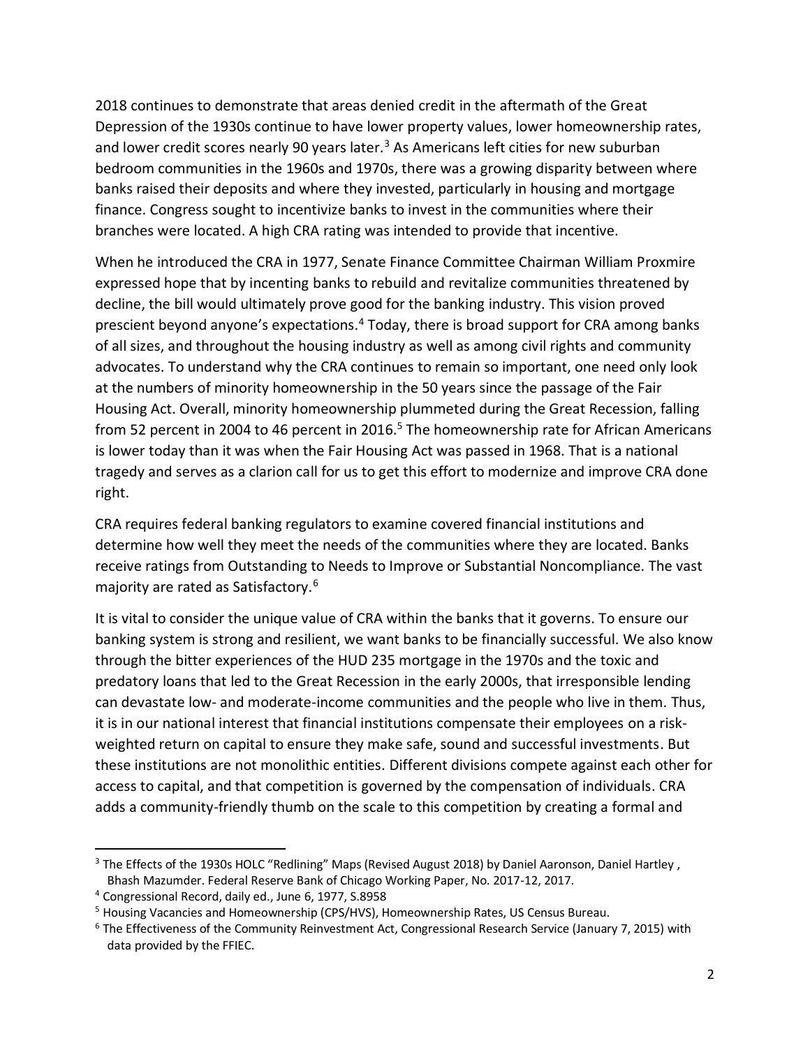2018 continues to demonstrate that areas denied credit in the aftermath of the Great Depression of the 1930s continue to have lower property values, lower homeownership rates, and lower credit scores nearly 90 years later.[3] As Americans left cities for new suburban bedroom communities in the 1960s and 1970s, there was a growing disparity between where banks raised their deposits and where they invested, particularly in housing and mortgage finance. Congress sought to incentivize banks to invest in the communities where their branches were located. A high CRA rating was intended to provide that incentive.

When he introduced the CRA in 1977, Senate Finance Committee Chairman William Proxmire expressed hope that by incenting banks to rebuild and revitalize communities threatened by decline, the bill would ultimately prove good for the banking industry. This vision proved prescient beyond anyone's expectations.[4] Today, there is broad support for CRA among banks of all sizes, and throughout the housing industry as well as among civil rights and community advocates. To understand why the CRA continues to remain so important, one need only look at the numbers of minority homeownership in the 50 years since the passage of the Fair Housing Act. Overall, minority homeownership plummeted during the Great Recession, falling from 52 percent in 2004 to 46 percent in 2016.[5] The homeownership rate for African Americans is lower today than it was when the Fair Housing Act was passed in 1968. That is a national tragedy and serves as a clarion call for us to get this effort to modernize and improve CRA done right.

CRA requires federal banking regulators to examine covered financial institutions and determine how well they meet the needs of the communities where they are located. Banks receive ratings from Outstanding to Needs to Improve or Substantial Noncompliance. The vast majority are rated as Satisfactory.[6]

It is vital to consider the unique value of CRA within the banks that it governs. To ensure our banking system is strong and resilient, we want banks to be financially successful. We also know through the bitter experiences of the HUD 235 mortgage in the 1970s and the toxic and predatory loans that led to the Great Recession in the early 2000s, that irresponsible lending can devastate low- and moderate-income communities and the people who live in them. Thus, it is in our national interest that financial institutions compensate their employees on a risk-weighted return on capital to ensure they make safe, sound and successful investments. But these institutions are not monolithic entities. Different divisions compete against each other for access to capital, and that competition is governed by the compensation of individuals. CRA adds a community-friendly thumb on the scale to this competition by creating a formal and

[3] The Effects of the 1930s HOLC "Redlining" Maps (Revised August 2018) by Daniel Aaronson, Daniel Hartley , Bhash Mazumder. Federal Reserve Bank of Chicago Working Paper, No. 2017-12, 2017.

[4] Congressional Record, daily ed., June 6, 1977, S.8958

[5] Housing Vacancies and Homeownership (CPS/HVS), Homeownership Rates, US Census Bureau.

[6] The Effectiveness of the Community Reinvestment Act, Congressional Research Service (January 7, 2015) with data provided by the FFIEC.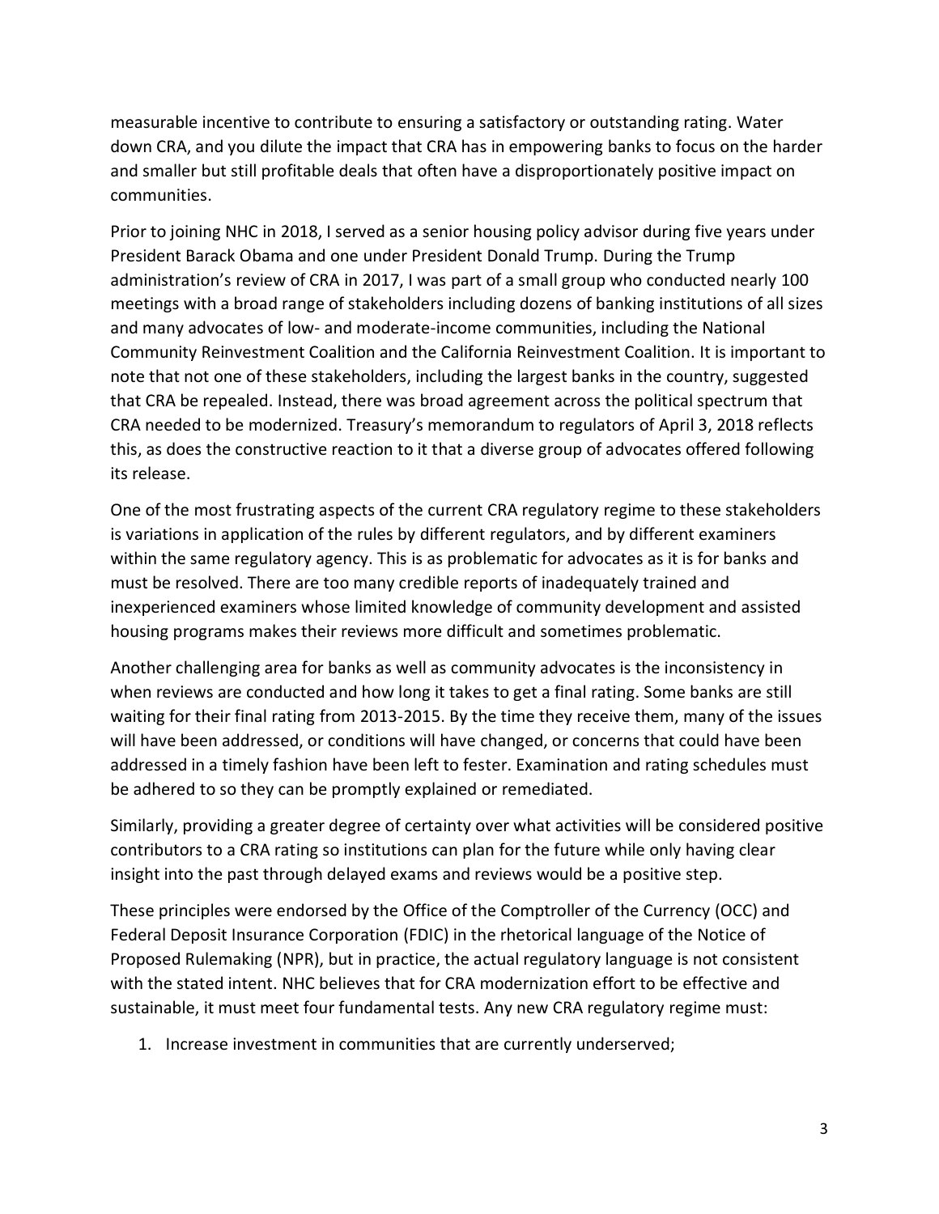measurable incentive to contribute to ensuring a satisfactory or outstanding rating. Water down CRA, and you dilute the impact that CRA has in empowering banks to focus on the harder and smaller but still profitable deals that often have a disproportionately positive impact on communities.

Prior to joining NHC in 2018, I served as a senior housing policy advisor during five years under President Barack Obama and one under President Donald Trump. During the Trump administration's review of CRA in 2017, I was part of a small group who conducted nearly 100 meetings with a broad range of stakeholders including dozens of banking institutions of all sizes and many advocates of low- and moderate-income communities, including the National Community Reinvestment Coalition and the California Reinvestment Coalition. It is important to note that not one of these stakeholders, including the largest banks in the country, suggested that CRA be repealed. Instead, there was broad agreement across the political spectrum that CRA needed to be modernized. Treasury's memorandum to regulators of April 3, 2018 reflects this, as does the constructive reaction to it that a diverse group of advocates offered following its release.

One of the most frustrating aspects of the current CRA regulatory regime to these stakeholders is variations in application of the rules by different regulators, and by different examiners within the same regulatory agency. This is as problematic for advocates as it is for banks and must be resolved. There are too many credible reports of inadequately trained and inexperienced examiners whose limited knowledge of community development and assisted housing programs makes their reviews more difficult and sometimes problematic.

Another challenging area for banks as well as community advocates is the inconsistency in when reviews are conducted and how long it takes to get a final rating. Some banks are still waiting for their final rating from 2013-2015. By the time they receive them, many of the issues will have been addressed, or conditions will have changed, or concerns that could have been addressed in a timely fashion have been left to fester. Examination and rating schedules must be adhered to so they can be promptly explained or remediated.

Similarly, providing a greater degree of certainty over what activities will be considered positive contributors to a CRA rating so institutions can plan for the future while only having clear insight into the past through delayed exams and reviews would be a positive step.

These principles were endorsed by the Office of the Comptroller of the Currency (OCC) and Federal Deposit Insurance Corporation (FDIC) in the rhetorical language of the Notice of Proposed Rulemaking (NPR), but in practice, the actual regulatory language is not consistent with the stated intent. NHC believes that for CRA modernization effort to be effective and sustainable, it must meet four fundamental tests. Any new CRA regulatory regime must:

1. Increase investment in communities that are currently underserved;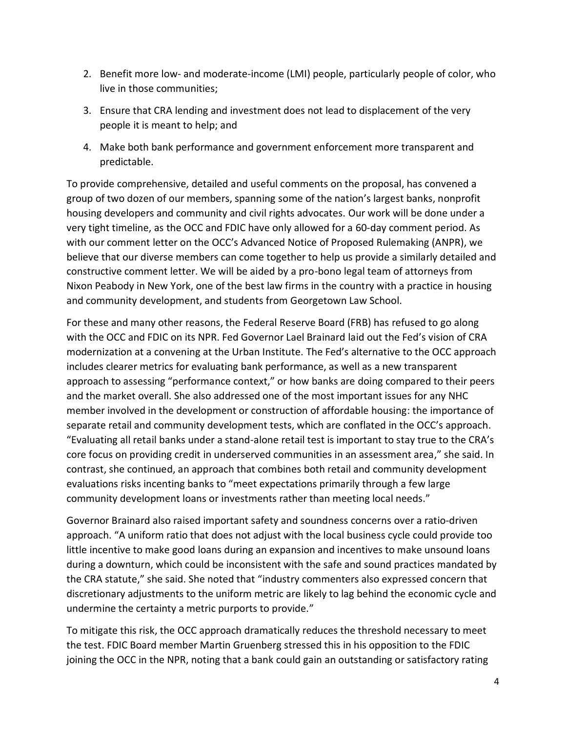2. Benefit more low- and moderate-income (LMI) people, particularly people of color, who live in those communities;
3. Ensure that CRA lending and investment does not lead to displacement of the very people it is meant to help; and
4. Make both bank performance and government enforcement more transparent and predictable.

To provide comprehensive, detailed and useful comments on the proposal, has convened a group of two dozen of our members, spanning some of the nation's largest banks, nonprofit housing developers and community and civil rights advocates. Our work will be done under a very tight timeline, as the OCC and FDIC have only allowed for a 60-day comment period. As with our comment letter on the OCC's Advanced Notice of Proposed Rulemaking (ANPR), we believe that our diverse members can come together to help us provide a similarly detailed and constructive comment letter. We will be aided by a pro-bono legal team of attorneys from Nixon Peabody in New York, one of the best law firms in the country with a practice in housing and community development, and students from Georgetown Law School.

For these and many other reasons, the Federal Reserve Board (FRB) has refused to go along with the OCC and FDIC on its NPR. Fed Governor Lael Brainard laid out the Fed's vision of CRA modernization at a convening at the Urban Institute. The Fed's alternative to the OCC approach includes clearer metrics for evaluating bank performance, as well as a new transparent approach to assessing "performance context," or how banks are doing compared to their peers and the market overall. She also addressed one of the most important issues for any NHC member involved in the development or construction of affordable housing: the importance of separate retail and community development tests, which are conflated in the OCC's approach. "Evaluating all retail banks under a stand-alone retail test is important to stay true to the CRA's core focus on providing credit in underserved communities in an assessment area," she said. In contrast, she continued, an approach that combines both retail and community development evaluations risks incenting banks to "meet expectations primarily through a few large community development loans or investments rather than meeting local needs."

Governor Brainard also raised important safety and soundness concerns over a ratio-driven approach. "A uniform ratio that does not adjust with the local business cycle could provide too little incentive to make good loans during an expansion and incentives to make unsound loans during a downturn, which could be inconsistent with the safe and sound practices mandated by the CRA statute," she said. She noted that "industry commenters also expressed concern that discretionary adjustments to the uniform metric are likely to lag behind the economic cycle and undermine the certainty a metric purports to provide."

To mitigate this risk, the OCC approach dramatically reduces the threshold necessary to meet the test. FDIC Board member Martin Gruenberg stressed this in his opposition to the FDIC joining the OCC in the NPR, noting that a bank could gain an outstanding or satisfactory rating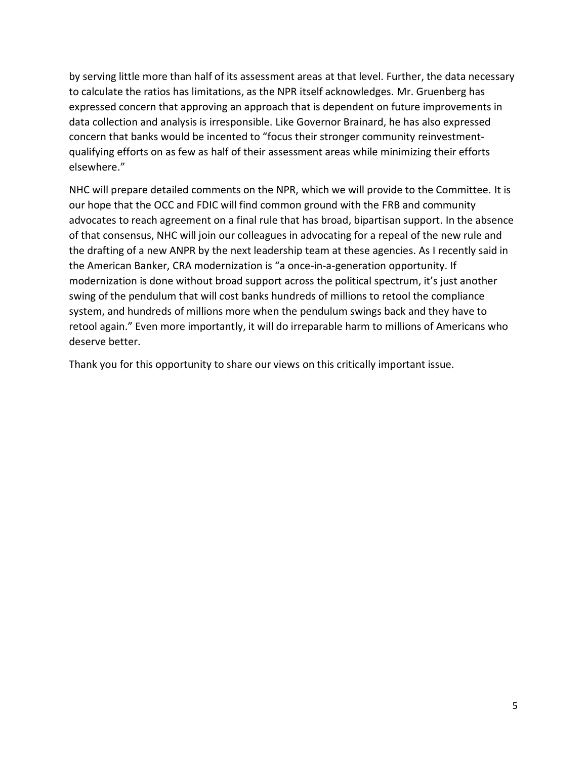by serving little more than half of its assessment areas at that level. Further, the data necessary to calculate the ratios has limitations, as the NPR itself acknowledges. Mr. Gruenberg has expressed concern that approving an approach that is dependent on future improvements in data collection and analysis is irresponsible. Like Governor Brainard, he has also expressed concern that banks would be incented to "focus their stronger community reinvestment-qualifying efforts on as few as half of their assessment areas while minimizing their efforts elsewhere."

NHC will prepare detailed comments on the NPR, which we will provide to the Committee. It is our hope that the OCC and FDIC will find common ground with the FRB and community advocates to reach agreement on a final rule that has broad, bipartisan support. In the absence of that consensus, NHC will join our colleagues in advocating for a repeal of the new rule and the drafting of a new ANPR by the next leadership team at these agencies. As I recently said in the American Banker, CRA modernization is "a once-in-a-generation opportunity. If modernization is done without broad support across the political spectrum, it's just another swing of the pendulum that will cost banks hundreds of millions to retool the compliance system, and hundreds of millions more when the pendulum swings back and they have to retool again." Even more importantly, it will do irreparable harm to millions of Americans who deserve better.

Thank you for this opportunity to share our views on this critically important issue.